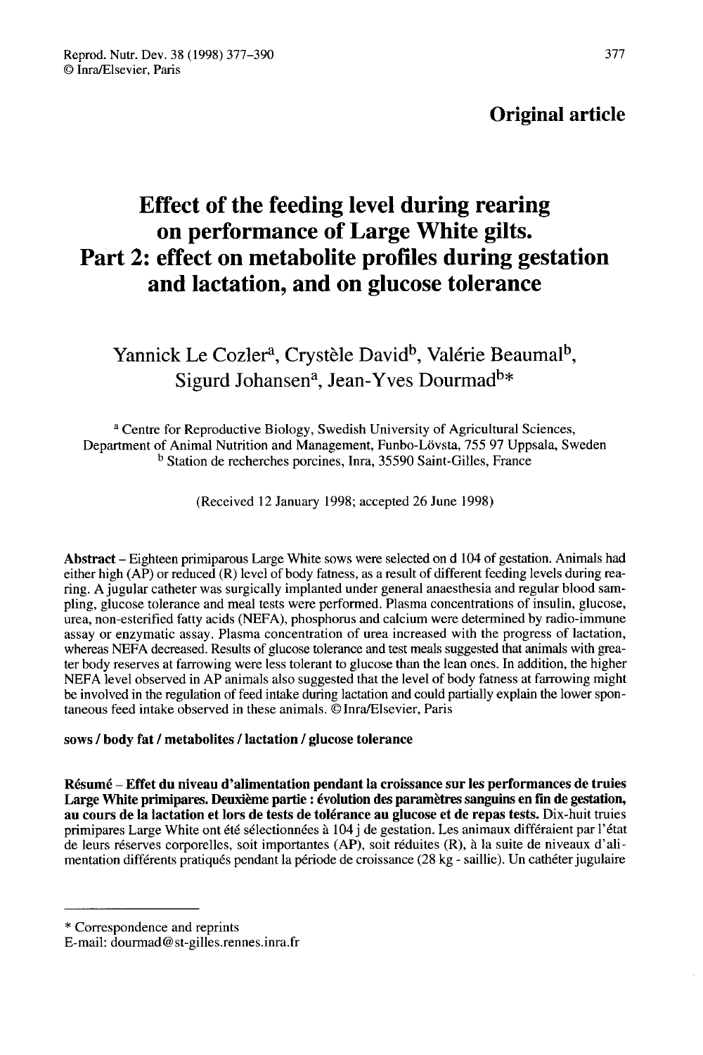**Original article**

# Effect of the feeding level during rearing on performance of Large White gilts. Part 2: effect on metabolite profiles during gestation and lactation, and on glucose tolerance

Yannick Le Cozler[a], Crystèle David[b], Valérie Beaumal[b], Sigurd Johansen[a], Jean-Yves Dourmad[b]*

[a] Centre for Reproductive Biology, Swedish University of Agricultural Sciences, Department of Animal Nutrition and Management, Funbo-Lövsta, 755 97 Uppsala, Sweden
[b] Station de recherches porcines, Inra, 35590 Saint-Gilles, France

(Received 12 January 1998; accepted 26 June 1998)

**Abstract** – Eighteen primiparous Large White sows were selected on d 104 of gestation. Animals had either high (AP) or reduced (R) level of body fatness, as a result of different feeding levels during rearing. A jugular catheter was surgically implanted under general anaesthesia and regular blood sampling, glucose tolerance and meal tests were performed. Plasma concentrations of insulin, glucose, urea, non-esterified fatty acids (NEFA), phosphorus and calcium were determined by radio-immune assay or enzymatic assay. Plasma concentration of urea increased with the progress of lactation, whereas NEFA decreased. Results of glucose tolerance and test meals suggested that animals with greater body reserves at farrowing were less tolerant to glucose than the lean ones. In addition, the higher NEFA level observed in AP animals also suggested that the level of body fatness at farrowing might be involved in the regulation of feed intake during lactation and could partially explain the lower spontaneous feed intake observed in these animals. © Inra/Elsevier, Paris

**sows / body fat / metabolites / lactation / glucose tolerance**

**Résumé – Effet du niveau d'alimentation pendant la croissance sur les performances de truies Large White primipares. Deuxième partie : évolution des paramètres sanguins en fin de gestation, au cours de la lactation et lors de tests de tolérance au glucose et de repas tests.** Dix-huit truies primipares Large White ont été sélectionnées à 104 j de gestation. Les animaux différaient par l'état de leurs réserves corporelles, soit importantes (AP), soit réduites (R), à la suite de niveaux d'alimentation différents pratiqués pendant la période de croissance (28 kg - saillie). Un cathéter jugulaire

---

* Correspondence and reprints
E-mail: dourmad@st-gilles.rennes.inra.fr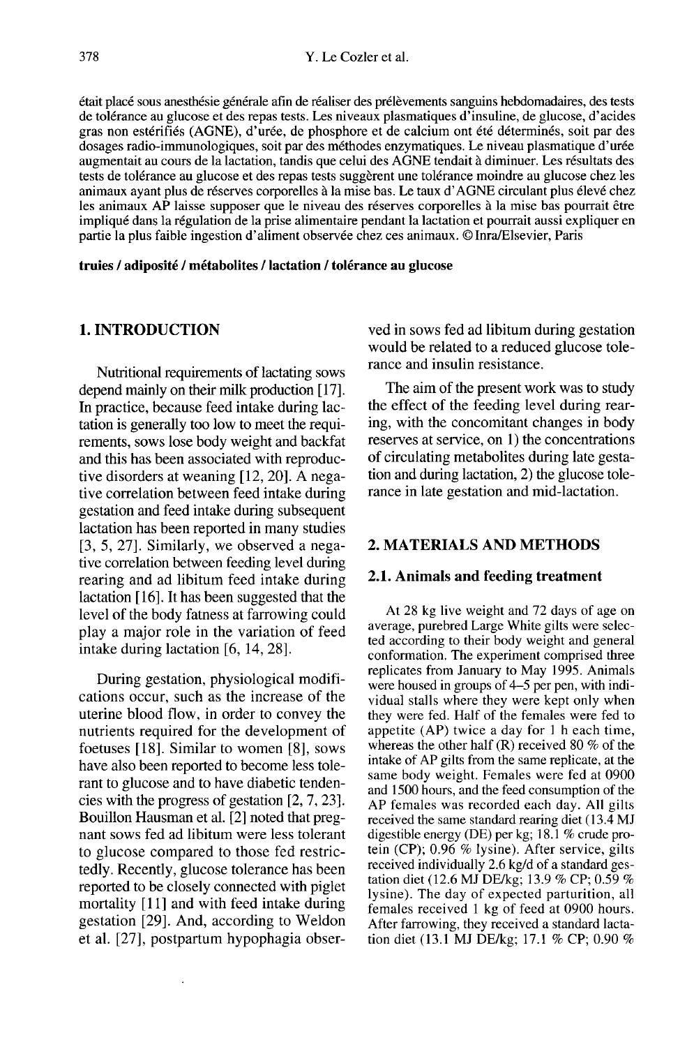était placé sous anesthésie générale afin de réaliser des prélèvements sanguins hebdomadaires, des tests de tolérance au glucose et des repas tests. Les niveaux plasmatiques d'insuline, de glucose, d'acides gras non estérifiés (AGNE), d'urée, de phosphore et de calcium ont été déterminés, soit par des dosages radio-immunologiques, soit par des méthodes enzymatiques. Le niveau plasmatique d'urée augmentait au cours de la lactation, tandis que celui des AGNE tendait à diminuer. Les résultats des tests de tolérance au glucose et des repas tests suggèrent une tolérance moindre au glucose chez les animaux ayant plus de réserves corporelles à la mise bas. Le taux d'AGNE circulant plus élevé chez les animaux AP laisse supposer que le niveau des réserves corporelles à la mise bas pourrait être impliqué dans la régulation de la prise alimentaire pendant la lactation et pourrait aussi expliquer en partie la plus faible ingestion d'aliment observée chez ces animaux. © Inra/Elsevier, Paris

**truies / adiposité / métabolites / lactation / tolérance au glucose**

## 1. INTRODUCTION

Nutritional requirements of lactating sows depend mainly on their milk production [17]. In practice, because feed intake during lactation is generally too low to meet the requirements, sows lose body weight and backfat and this has been associated with reproductive disorders at weaning [12, 20]. A negative correlation between feed intake during gestation and feed intake during subsequent lactation has been reported in many studies [3, 5, 27]. Similarly, we observed a negative correlation between feeding level during rearing and ad libitum feed intake during lactation [16]. It has been suggested that the level of the body fatness at farrowing could play a major role in the variation of feed intake during lactation [6, 14, 28].

During gestation, physiological modifications occur, such as the increase of the uterine blood flow, in order to convey the nutrients required for the development of foetuses [18]. Similar to women [8], sows have also been reported to become less tolerant to glucose and to have diabetic tendencies with the progress of gestation [2, 7, 23]. Bouillon Hausman et al. [2] noted that pregnant sows fed ad libitum were less tolerant to glucose compared to those fed restrictedly. Recently, glucose tolerance has been reported to be closely connected with piglet mortality [11] and with feed intake during gestation [29]. And, according to Weldon et al. [27], postpartum hypophagia observed in sows fed ad libitum during gestation would be related to a reduced glucose tolerance and insulin resistance.

The aim of the present work was to study the effect of the feeding level during rearing, with the concomitant changes in body reserves at service, on 1) the concentrations of circulating metabolites during late gestation and during lactation, 2) the glucose tolerance in late gestation and mid-lactation.

## 2. MATERIALS AND METHODS

### 2.1. Animals and feeding treatment

At 28 kg live weight and 72 days of age on average, purebred Large White gilts were selected according to their body weight and general conformation. The experiment comprised three replicates from January to May 1995. Animals were housed in groups of 4–5 per pen, with individual stalls where they were kept only when they were fed. Half of the females were fed to appetite (AP) twice a day for 1 h each time, whereas the other half (R) received 80 % of the intake of AP gilts from the same replicate, at the same body weight. Females were fed at 0900 and 1500 hours, and the feed consumption of the AP females was recorded each day. All gilts received the same standard rearing diet (13.4 MJ digestible energy (DE) per kg; 18.1 % crude protein (CP); 0.96 % lysine). After service, gilts received individually 2.6 kg/d of a standard gestation diet (12.6 MJ DE/kg; 13.9 % CP; 0.59 % lysine). The day of expected parturition, all females received 1 kg of feed at 0900 hours. After farrowing, they received a standard lactation diet (13.1 MJ DE/kg; 17.1 % CP; 0.90 %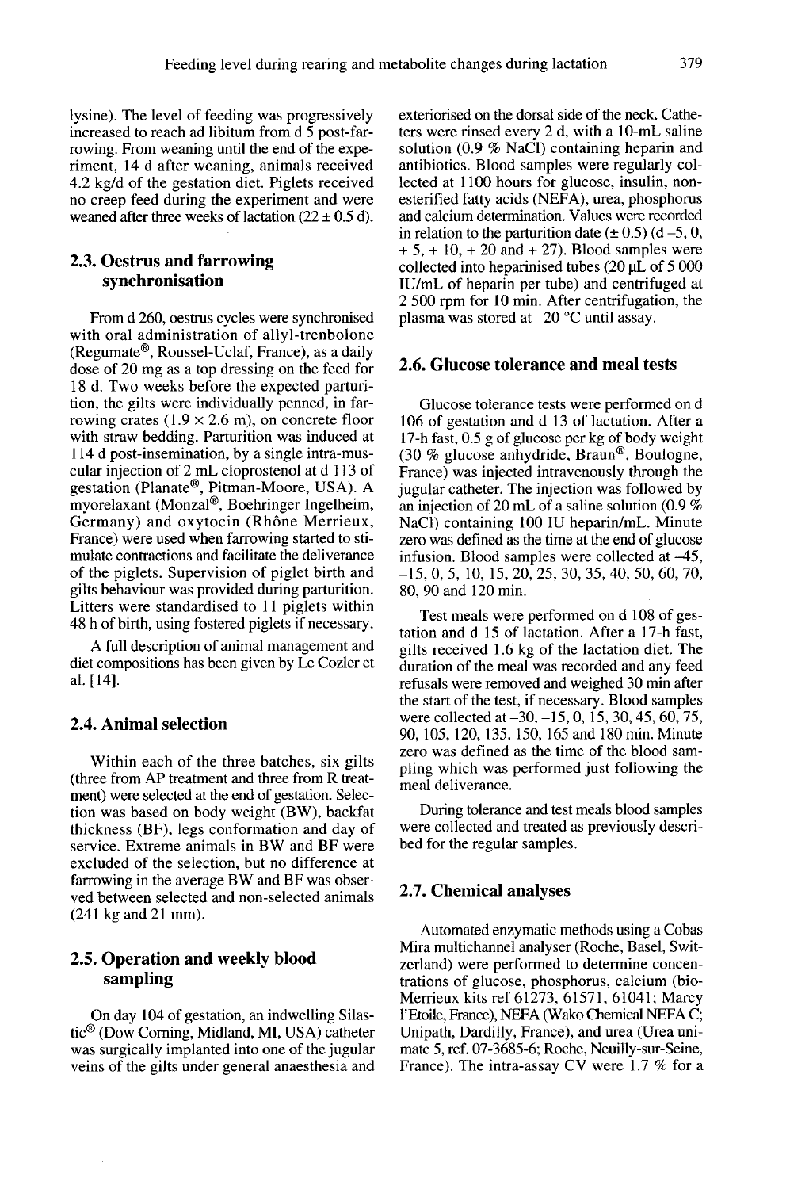lysine). The level of feeding was progressively increased to reach ad libitum from d 5 post-farrowing. From weaning until the end of the experiment, 14 d after weaning, animals received 4.2 kg/d of the gestation diet. Piglets received no creep feed during the experiment and were weaned after three weeks of lactation (22 ± 0.5 d).

### 2.3. Oestrus and farrowing synchronisation

From d 260, oestrus cycles were synchronised with oral administration of allyl-trenbolone (Regumate®, Roussel-Uclaf, France), as a daily dose of 20 mg as a top dressing on the feed for 18 d. Two weeks before the expected parturition, the gilts were individually penned, in farrowing crates (1.9 × 2.6 m), on concrete floor with straw bedding. Parturition was induced at 114 d post-insemination, by a single intra-muscular injection of 2 mL cloprostenol at d 113 of gestation (Planate®, Pitman-Moore, USA). A myorelaxant (Monzal®, Boehringer Ingelheim, Germany) and oxytocin (Rhône Merrieux, France) were used when farrowing started to stimulate contractions and facilitate the deliverance of the piglets. Supervision of piglet birth and gilts behaviour was provided during parturition. Litters were standardised to 11 piglets within 48 h of birth, using fostered piglets if necessary.

A full description of animal management and diet compositions has been given by Le Cozler et al. [14].

### 2.4. Animal selection

Within each of the three batches, six gilts (three from AP treatment and three from R treatment) were selected at the end of gestation. Selection was based on body weight (BW), backfat thickness (BF), legs conformation and day of service. Extreme animals in BW and BF were excluded of the selection, but no difference at farrowing in the average BW and BF was observed between selected and non-selected animals (241 kg and 21 mm).

### 2.5. Operation and weekly blood sampling

On day 104 of gestation, an indwelling Silastic® (Dow Corning, Midland, MI, USA) catheter was surgically implanted into one of the jugular veins of the gilts under general anaesthesia and exteriorised on the dorsal side of the neck. Catheters were rinsed every 2 d, with a 10-mL saline solution (0.9 % NaCl) containing heparin and antibiotics. Blood samples were regularly collected at 1100 hours for glucose, insulin, non-esterified fatty acids (NEFA), urea, phosphorus and calcium determination. Values were recorded in relation to the parturition date (± 0.5) (d –5, 0, + 5, + 10, + 20 and + 27). Blood samples were collected into heparinised tubes (20 µL of 5 000 IU/mL of heparin per tube) and centrifuged at 2 500 rpm for 10 min. After centrifugation, the plasma was stored at –20 °C until assay.

### 2.6. Glucose tolerance and meal tests

Glucose tolerance tests were performed on d 106 of gestation and d 13 of lactation. After a 17-h fast, 0.5 g of glucose per kg of body weight (30 % glucose anhydride, Braun®, Boulogne, France) was injected intravenously through the jugular catheter. The injection was followed by an injection of 20 mL of a saline solution (0.9 % NaCl) containing 100 IU heparin/mL. Minute zero was defined as the time at the end of glucose infusion. Blood samples were collected at –45, –15, 0, 5, 10, 15, 20, 25, 30, 35, 40, 50, 60, 70, 80, 90 and 120 min.

Test meals were performed on d 108 of gestation and d 15 of lactation. After a 17-h fast, gilts received 1.6 kg of the lactation diet. The duration of the meal was recorded and any feed refusals were removed and weighed 30 min after the start of the test, if necessary. Blood samples were collected at –30, –15, 0, 15, 30, 45, 60, 75, 90, 105, 120, 135, 150, 165 and 180 min. Minute zero was defined as the time of the blood sampling which was performed just following the meal deliverance.

During tolerance and test meals blood samples were collected and treated as previously described for the regular samples.

### 2.7. Chemical analyses

Automated enzymatic methods using a Cobas Mira multichannel analyser (Roche, Basel, Switzerland) were performed to determine concentrations of glucose, phosphorus, calcium (bio-Merrieux kits ref 61273, 61571, 61041; Marcy l'Etoile, France), NEFA (Wako Chemical NEFA C; Unipath, Dardilly, France), and urea (Urea unimate 5, ref. 07-3685-6; Roche, Neuilly-sur-Seine, France). The intra-assay CV were 1.7 % for a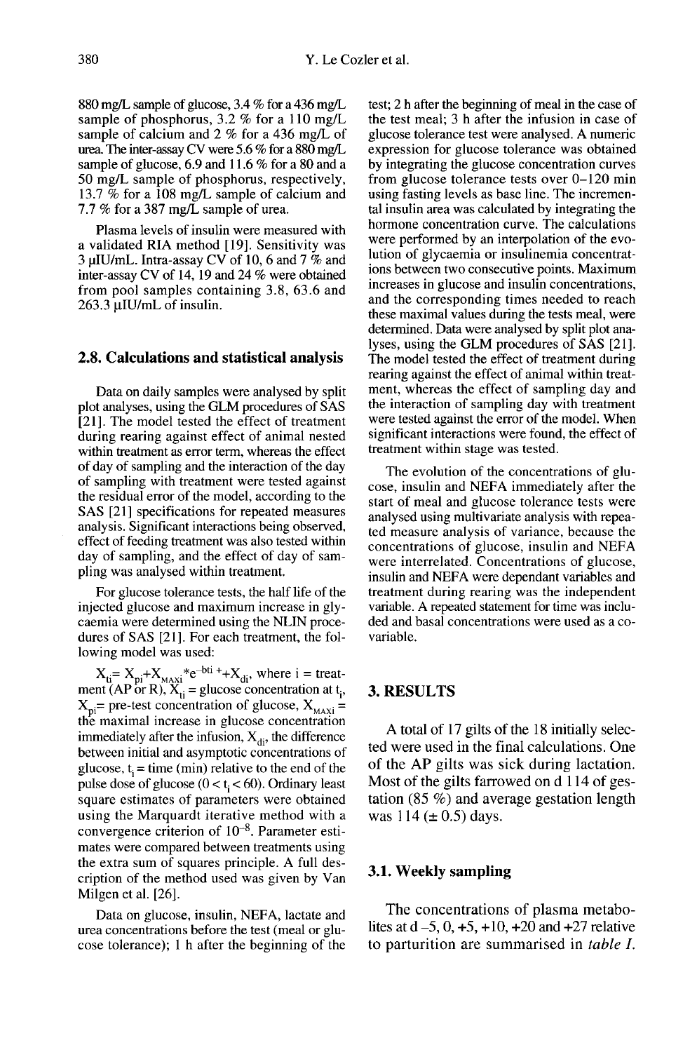880 mg/L sample of glucose, 3.4 % for a 436 mg/L sample of phosphorus, 3.2 % for a 110 mg/L sample of calcium and 2 % for a 436 mg/L of urea. The inter-assay CV were 5.6 % for a 880 mg/L sample of glucose, 6.9 and 11.6 % for a 80 and a 50 mg/L sample of phosphorus, respectively, 13.7 % for a 108 mg/L sample of calcium and 7.7 % for a 387 mg/L sample of urea.

Plasma levels of insulin were measured with a validated RIA method [19]. Sensitivity was 3 µIU/mL. Intra-assay CV of 10, 6 and 7 % and inter-assay CV of 14, 19 and 24 % were obtained from pool samples containing 3.8, 63.6 and 263.3 µIU/mL of insulin.

### 2.8. Calculations and statistical analysis

Data on daily samples were analysed by split plot analyses, using the GLM procedures of SAS [21]. The model tested the effect of treatment during rearing against effect of animal nested within treatment as error term, whereas the effect of day of sampling and the interaction of the day of sampling with treatment were tested against the residual error of the model, according to the SAS [21] specifications for repeated measures analysis. Significant interactions being observed, effect of feeding treatment was also tested within day of sampling, and the effect of day of sampling was analysed within treatment.

For glucose tolerance tests, the half life of the injected glucose and maximum increase in glycaemia were determined using the NLIN procedures of SAS [21]. For each treatment, the following model was used:

$X_{ti} = X_{pi} + X_{MAXi} * e^{-bti} + X_{di}$, where i = treatment (AP or R), $X_{ti}$ = glucose concentration at $t_i$, $X_{pi}$ = pre-test concentration of glucose, $X_{MAXi}$ = the maximal increase in glucose concentration immediately after the infusion, $X_{di}$, the difference between initial and asymptotic concentrations of glucose, $t_i$ = time (min) relative to the end of the pulse dose of glucose ($0 < t_i < 60$). Ordinary least square estimates of parameters were obtained using the Marquardt iterative method with a convergence criterion of $10^{-8}$. Parameter estimates were compared between treatments using the extra sum of squares principle. A full description of the method used was given by Van Milgen et al. [26].

Data on glucose, insulin, NEFA, lactate and urea concentrations before the test (meal or glucose tolerance); 1 h after the beginning of the test; 2 h after the beginning of meal in the case of the test meal; 3 h after the infusion in case of glucose tolerance test were analysed. A numeric expression for glucose tolerance was obtained by integrating the glucose concentration curves from glucose tolerance tests over 0–120 min using fasting levels as base line. The incremental insulin area was calculated by integrating the hormone concentration curve. The calculations were performed by an interpolation of the evolution of glycaemia or insulinemia concentrations between two consecutive points. Maximum increases in glucose and insulin concentrations, and the corresponding times needed to reach these maximal values during the tests meal, were determined. Data were analysed by split plot analyses, using the GLM procedures of SAS [21]. The model tested the effect of treatment during rearing against the effect of animal within treatment, whereas the effect of sampling day and the interaction of sampling day with treatment were tested against the error of the model. When significant interactions were found, the effect of treatment within stage was tested.

The evolution of the concentrations of glucose, insulin and NEFA immediately after the start of meal and glucose tolerance tests were analysed using multivariate analysis with repeated measure analysis of variance, because the concentrations of glucose, insulin and NEFA were interrelated. Concentrations of glucose, insulin and NEFA were dependant variables and treatment during rearing was the independent variable. A repeated statement for time was included and basal concentrations were used as a covariable.

## 3. RESULTS

A total of 17 gilts of the 18 initially selected were used in the final calculations. One of the AP gilts was sick during lactation. Most of the gilts farrowed on d 114 of gestation (85 %) and average gestation length was 114 (± 0.5) days.

### 3.1. Weekly sampling

The concentrations of plasma metabolites at d –5, 0, +5, +10, +20 and +27 relative to parturition are summarised in *table I*.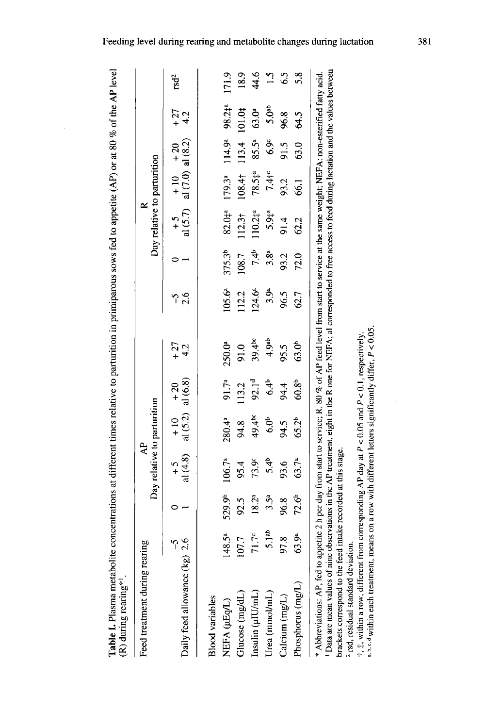**Table I.** Plasma metabolite concentrations at different times relative to parturition in primiparous sows fed to appetite (AP) or at 80 % of the AP level (R) during rearing*[1].

| Feed treatment during rearing | AP | | | | | | R | | | | | | rsd[2] |
|---|---|---|---|---|---|---|---|---|---|---|---|---|---|
| | | | Day relative to parturition | | | | | | Day relative to parturition | | | | |
| | −5 | 0 | +5 | +10 | +20 | +27 | −5 | 0 | +5 | +10 | +20 | +27 | |
| Daily feed allowance (kg) | 2.6 | 1 | al (4.8) | al (5.2) | al (6.8) | 4.2 | 2.6 | 1 | al (5.7) | al (7.0) | al (8.2) | 4.2 | |
| Blood variables | | | | | | | | | | | | | |
| NEFA (μEq/L) | 148.5[a] | 529.9[b] | 106.7[a] | 280.4[a] | 91.7[a] | 250.0[a] | 105.6[a] | 375.3[b] | 82.0‡[a] | 179.3[a] | 114.9[a] | 98.2‡[a] | 171.9 |
| Glucose (mg/dL) | 107.7 | 92.5 | 95.4 | 94.8 | 113.2 | 91.0 | 112.2 | 108.7 | 112.3† | 108.4† | 113.4 | 101.0‡ | 18.9 |
| Insulin (μIU/mL) | 71.7[c] | 18.2[a] | 73.9[c] | 49.4[bc] | 92.1[d] | 39.4[bc] | 124.6[a] | 7.4[b] | 110.2‡[a] | 78.5‡[a] | 85.5[a] | 63.0[a] | 44.6 |
| Urea (mmol/mL) | 5.1[ab] | 3.5[a] | 5.4[b] | 6.0[b] | 6.4[b] | 4.9[ab] | 3.9[a] | 3.8[a] | 5.9‡[a] | 7.4†[c] | 6.9[c] | 5.0[ab] | 1.5 |
| Calcium (mg/L) | 97.8 | 96.8 | 93.6 | 94.5 | 94.4 | 95.5 | 96.5 | 93.2 | 91.4 | 93.2 | 91.5 | 96.8 | 6.5 |
| Phosphorus (mg/L) | 63.9[a] | 72.6[b] | 63.7[a] | 65.2[b] | 60.8[b] | 63.0[b] | 62.7 | 72.0 | 62.2 | 66.1 | 63.0 | 64.5 | 5.8 |

\* Abbreviations: AP, fed to appetite 2 h per day from start to service; R, 80 % of AP feed level from start to service at the same weight; NEFA: non-esterified fatty acid.
[1] Data are mean values of nine observations in the AP treatment, eight in the R one for NEFA; al corresponded to free access to feed during lactation and the values between brackets correspond to the feed intake recorded at this stage.
[2] rsd, residual standard deviation.
†, ‡, within a row, different from corresponding AP day at $P < 0.05$ and $P < 0.1$, respectively.
[a, b, c, d] within each treatment, means on a row with different letters significantly differ, $P < 0.05$.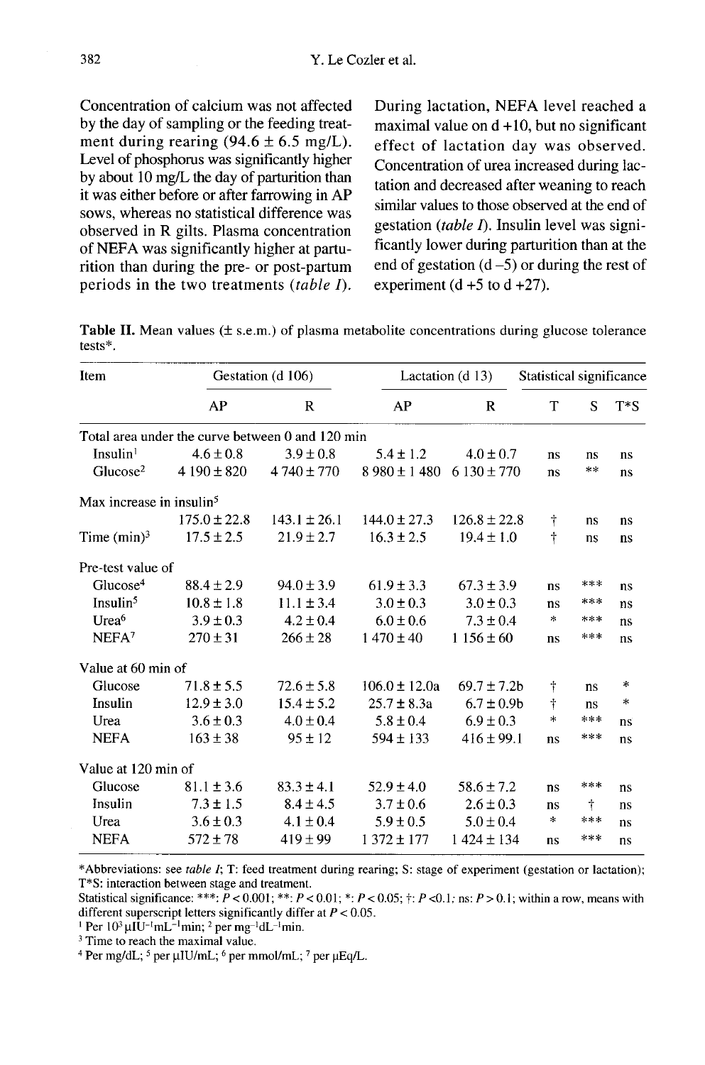Concentration of calcium was not affected by the day of sampling or the feeding treatment during rearing (94.6 ± 6.5 mg/L). Level of phosphorus was significantly higher by about 10 mg/L the day of parturition than it was either before or after farrowing in AP sows, whereas no statistical difference was observed in R gilts. Plasma concentration of NEFA was significantly higher at parturition than during the pre- or post-partum periods in the two treatments (*table I*). During lactation, NEFA level reached a maximal value on d +10, but no significant effect of lactation day was observed. Concentration of urea increased during lactation and decreased after weaning to reach similar values to those observed at the end of gestation (*table I*). Insulin level was significantly lower during parturition than at the end of gestation (d –5) or during the rest of experiment (d +5 to d +27).

**Table II.** Mean values (± s.e.m.) of plasma metabolite concentrations during glucose tolerance tests*.

| Item | Gestation (d 106) | | Lactation (d 13) | | Statistical significance | | |
|---|---|---|---|---|---|---|---|
| | AP | R | AP | R | T | S | T*S |
| Total area under the curve between 0 and 120 min | | | | | | | |
| Insulin[1] | 4.6 ± 0.8 | 3.9 ± 0.8 | 5.4 ± 1.2 | 4.0 ± 0.7 | ns | ns | ns |
| Glucose[2] | 4 190 ± 820 | 4 740 ± 770 | 8 980 ± 1 480 | 6 130 ± 770 | ns | ** | ns |
| Max increase in insulin[5] | 175.0 ± 22.8 | 143.1 ± 26.1 | 144.0 ± 27.3 | 126.8 ± 22.8 | † | ns | ns |
| Time (min)[3] | 17.5 ± 2.5 | 21.9 ± 2.7 | 16.3 ± 2.5 | 19.4 ± 1.0 | † | ns | ns |
| Pre-test value of | | | | | | | |
| Glucose[4] | 88.4 ± 2.9 | 94.0 ± 3.9 | 61.9 ± 3.3 | 67.3 ± 3.9 | ns | *** | ns |
| Insulin[5] | 10.8 ± 1.8 | 11.1 ± 3.4 | 3.0 ± 0.3 | 3.0 ± 0.3 | ns | *** | ns |
| Urea[6] | 3.9 ± 0.3 | 4.2 ± 0.4 | 6.0 ± 0.6 | 7.3 ± 0.4 | * | *** | ns |
| NEFA[7] | 270 ± 31 | 266 ± 28 | 1 470 ± 40 | 1 156 ± 60 | ns | *** | ns |
| Value at 60 min of | | | | | | | |
| Glucose | 71.8 ± 5.5 | 72.6 ± 5.8 | 106.0 ± 12.0a | 69.7 ± 7.2b | † | ns | * |
| Insulin | 12.9 ± 3.0 | 15.4 ± 5.2 | 25.7 ± 8.3a | 6.7 ± 0.9b | † | ns | * |
| Urea | 3.6 ± 0.3 | 4.0 ± 0.4 | 5.8 ± 0.4 | 6.9 ± 0.3 | * | *** | ns |
| NEFA | 163 ± 38 | 95 ± 12 | 594 ± 133 | 416 ± 99.1 | ns | *** | ns |
| Value at 120 min of | | | | | | | |
| Glucose | 81.1 ± 3.6 | 83.3 ± 4.1 | 52.9 ± 4.0 | 58.6 ± 7.2 | ns | *** | ns |
| Insulin | 7.3 ± 1.5 | 8.4 ± 4.5 | 3.7 ± 0.6 | 2.6 ± 0.3 | ns | † | ns |
| Urea | 3.6 ± 0.3 | 4.1 ± 0.4 | 5.9 ± 0.5 | 5.0 ± 0.4 | * | *** | ns |
| NEFA | 572 ± 78 | 419 ± 99 | 1 372 ± 177 | 1 424 ± 134 | ns | *** | ns |

*Abbreviations: see *table I*; T: feed treatment during rearing; S: stage of experiment (gestation or lactation); T*S: interaction between stage and treatment.

Statistical significance: ***: $P < 0.001$; **: $P < 0.01$; *: $P < 0.05$; †: $P < 0.1$; ns: $P > 0.1$; within a row, means with different superscript letters significantly differ at $P < 0.05$.

[1] Per $10^3$ μIU$^{-1}$mL$^{-1}$min; [2] per mg$^{-1}$dL$^{-1}$min.

[3] Time to reach the maximal value.

[4] Per mg/dL; [5] per μIU/mL; [6] per mmol/mL; [7] per μEq/L.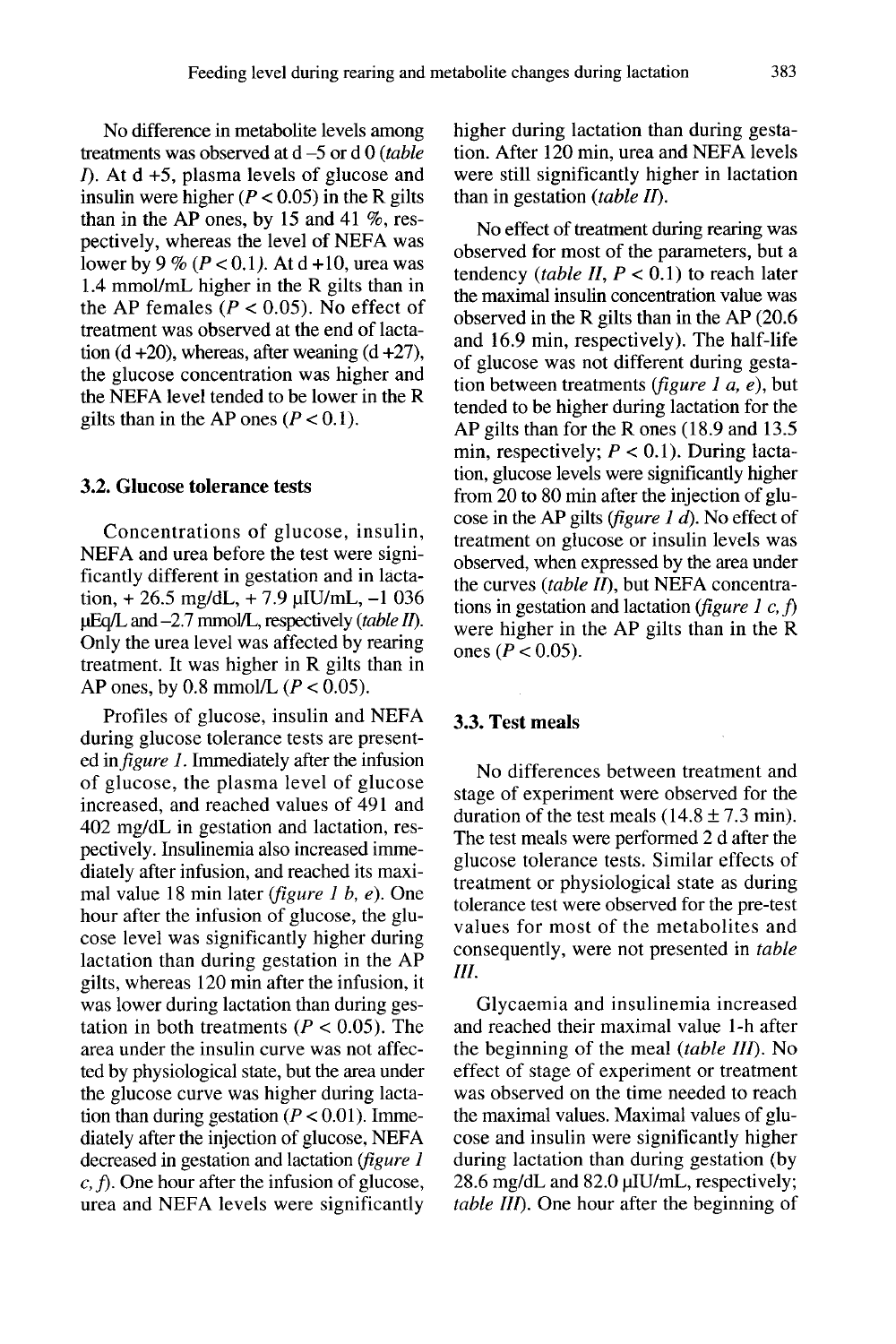No difference in metabolite levels among treatments was observed at d –5 or d 0 (*table I*). At d +5, plasma levels of glucose and insulin were higher ($P < 0.05$) in the R gilts than in the AP ones, by 15 and 41 %, respectively, whereas the level of NEFA was lower by 9 % ($P < 0.1$). At d +10, urea was 1.4 mmol/mL higher in the R gilts than in the AP females ($P < 0.05$). No effect of treatment was observed at the end of lactation (d +20), whereas, after weaning (d +27), the glucose concentration was higher and the NEFA level tended to be lower in the R gilts than in the AP ones ($P < 0.1$).

### 3.2. Glucose tolerance tests

Concentrations of glucose, insulin, NEFA and urea before the test were significantly different in gestation and in lactation, + 26.5 mg/dL, + 7.9 μIU/mL, –1 036 μEq/L and –2.7 mmol/L, respectively (*table II*). Only the urea level was affected by rearing treatment. It was higher in R gilts than in AP ones, by 0.8 mmol/L ($P < 0.05$).

Profiles of glucose, insulin and NEFA during glucose tolerance tests are presented in *figure 1*. Immediately after the infusion of glucose, the plasma level of glucose increased, and reached values of 491 and 402 mg/dL in gestation and lactation, respectively. Insulinemia also increased immediately after infusion, and reached its maximal value 18 min later (*figure 1 b, e*). One hour after the infusion of glucose, the glucose level was significantly higher during lactation than during gestation in the AP gilts, whereas 120 min after the infusion, it was lower during lactation than during gestation in both treatments ($P < 0.05$). The area under the insulin curve was not affected by physiological state, but the area under the glucose curve was higher during lactation than during gestation ($P < 0.01$). Immediately after the injection of glucose, NEFA decreased in gestation and lactation (*figure 1 c, f*). One hour after the infusion of glucose, urea and NEFA levels were significantly higher during lactation than during gestation. After 120 min, urea and NEFA levels were still significantly higher in lactation than in gestation (*table II*).

No effect of treatment during rearing was observed for most of the parameters, but a tendency (*table II*, $P < 0.1$) to reach later the maximal insulin concentration value was observed in the R gilts than in the AP (20.6 and 16.9 min, respectively). The half-life of glucose was not different during gestation between treatments (*figure 1 a, e*), but tended to be higher during lactation for the AP gilts than for the R ones (18.9 and 13.5 min, respectively; $P < 0.1$). During lactation, glucose levels were significantly higher from 20 to 80 min after the injection of glucose in the AP gilts (*figure 1 d*). No effect of treatment on glucose or insulin levels was observed, when expressed by the area under the curves (*table II*), but NEFA concentrations in gestation and lactation (*figure 1 c, f*) were higher in the AP gilts than in the R ones ($P < 0.05$).

### 3.3. Test meals

No differences between treatment and stage of experiment were observed for the duration of the test meals (14.8 ± 7.3 min). The test meals were performed 2 d after the glucose tolerance tests. Similar effects of treatment or physiological state as during tolerance test were observed for the pre-test values for most of the metabolites and consequently, were not presented in *table III*.

Glycaemia and insulinemia increased and reached their maximal value 1-h after the beginning of the meal (*table III*). No effect of stage of experiment or treatment was observed on the time needed to reach the maximal values. Maximal values of glucose and insulin were significantly higher during lactation than during gestation (by 28.6 mg/dL and 82.0 μIU/mL, respectively; *table III*). One hour after the beginning of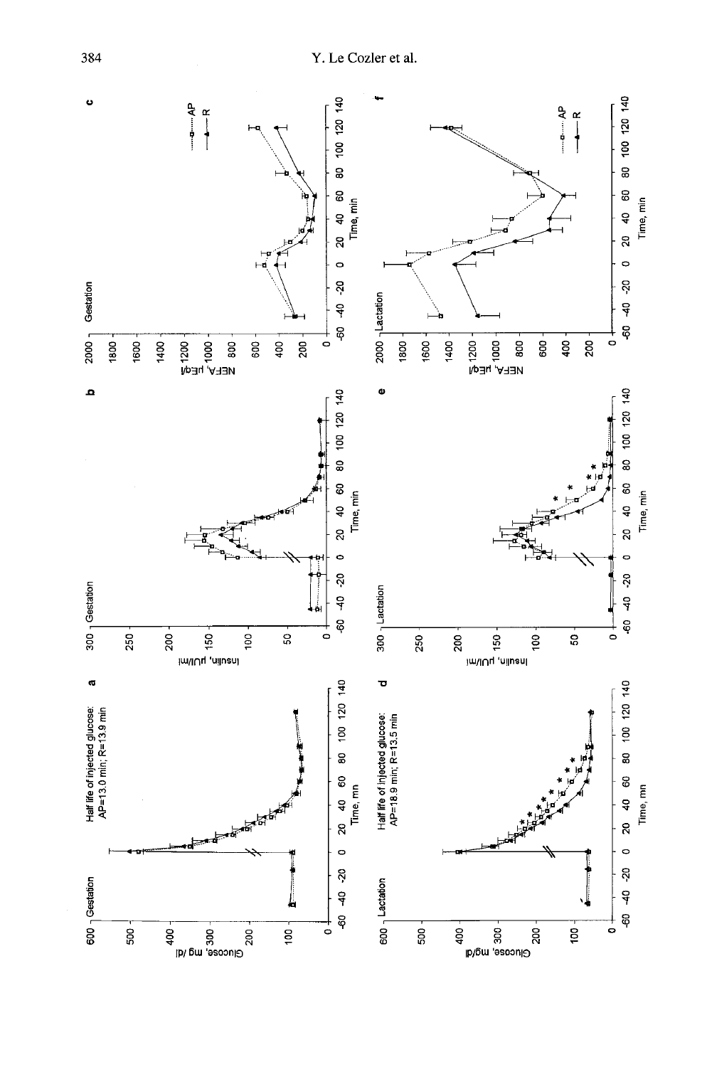**a** Gestation

Half life of injected glucose: AP=13.0 min; R=13.9 min

Glucose, mg/dl — Time, min

**b** Gestation

Insulin, µUI/ml — Time, min

**c** Gestation

NEFA, µEq/l — Time, min

AP, R

**d** Lactation

Half life of injected glucose: AP=18.9 min; R=13.5 min

Glucose, mg/dl — Time, min

**e** Lactation

Insulin, µUI/ml — Time, min

**f** Lactation

NEFA, µEq/l — Time, min

AP, R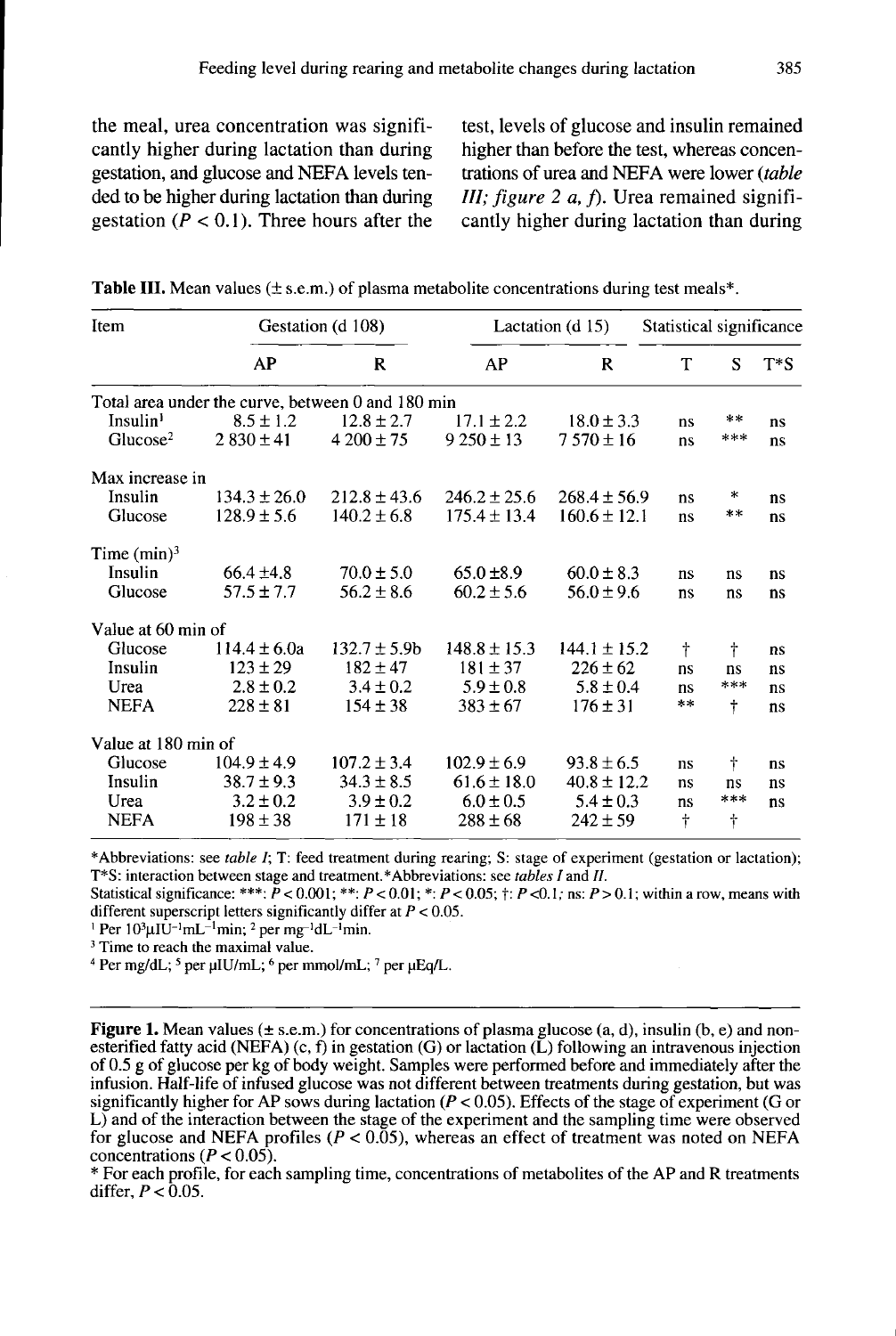the meal, urea concentration was significantly higher during lactation than during gestation, and glucose and NEFA levels tended to be higher during lactation than during gestation ($P < 0.1$). Three hours after the test, levels of glucose and insulin remained higher than before the test, whereas concentrations of urea and NEFA were lower (*table III; figure 2 a, f*). Urea remained significantly higher during lactation than during

**Table III.** Mean values (± s.e.m.) of plasma metabolite concentrations during test meals*.

| Item | Gestation (d 108) | | Lactation (d 15) | | Statistical significance | | |
|---|---|---|---|---|---|---|---|
| | AP | R | AP | R | T | S | T*S |
| Total area under the curve, between 0 and 180 min | | | | | | | |
| Insulin[1] | 8.5 ± 1.2 | 12.8 ± 2.7 | 17.1 ± 2.2 | 18.0 ± 3.3 | ns | ** | ns |
| Glucose[2] | 2 830 ± 41 | 4 200 ± 75 | 9 250 ± 13 | 7 570 ± 16 | ns | *** | ns |
| Max increase in | | | | | | | |
| Insulin | 134.3 ± 26.0 | 212.8 ± 43.6 | 246.2 ± 25.6 | 268.4 ± 56.9 | ns | * | ns |
| Glucose | 128.9 ± 5.6 | 140.2 ± 6.8 | 175.4 ± 13.4 | 160.6 ± 12.1 | ns | ** | ns |
| Time (min)[3] | | | | | | | |
| Insulin | 66.4 ±4.8 | 70.0 ± 5.0 | 65.0 ±8.9 | 60.0 ± 8.3 | ns | ns | ns |
| Glucose | 57.5 ± 7.7 | 56.2 ± 8.6 | 60.2 ± 5.6 | 56.0 ± 9.6 | ns | ns | ns |
| Value at 60 min of | | | | | | | |
| Glucose | 114.4 ± 6.0a | 132.7 ± 5.9b | 148.8 ± 15.3 | 144.1 ± 15.2 | † | † | ns |
| Insulin | 123 ± 29 | 182 ± 47 | 181 ± 37 | 226 ± 62 | ns | ns | ns |
| Urea | 2.8 ± 0.2 | 3.4 ± 0.2 | 5.9 ± 0.8 | 5.8 ± 0.4 | ns | *** | ns |
| NEFA | 228 ± 81 | 154 ± 38 | 383 ± 67 | 176 ± 31 | ** | † | ns |
| Value at 180 min of | | | | | | | |
| Glucose | 104.9 ± 4.9 | 107.2 ± 3.4 | 102.9 ± 6.9 | 93.8 ± 6.5 | ns | † | ns |
| Insulin | 38.7 ± 9.3 | 34.3 ± 8.5 | 61.6 ± 18.0 | 40.8 ± 12.2 | ns | ns | ns |
| Urea | 3.2 ± 0.2 | 3.9 ± 0.2 | 6.0 ± 0.5 | 5.4 ± 0.3 | ns | *** | ns |
| NEFA | 198 ± 38 | 171 ± 18 | 288 ± 68 | 242 ± 59 | † | † | |

*Abbreviations: see *table I*; T: feed treatment during rearing; S: stage of experiment (gestation or lactation); T*S: interaction between stage and treatment.*Abbreviations: see *tables I* and *II*.

Statistical significance: ***: $P < 0.001$; **: $P < 0.01$; *: $P < 0.05$; †: $P < 0.1$; ns: $P > 0.1$; within a row, means with different superscript letters significantly differ at $P < 0.05$.

[1] Per $10^3 \mu IU^{-1} mL^{-1} min$; [2] per $mg^{-1} dL^{-1} min$.

[3] Time to reach the maximal value.

[4] Per mg/dL; [5] per μIU/mL; [6] per mmol/mL; [7] per μEq/L.

**Figure 1.** Mean values (± s.e.m.) for concentrations of plasma glucose (a, d), insulin (b, e) and non-esterified fatty acid (NEFA) (c, f) in gestation (G) or lactation (L) following an intravenous injection of 0.5 g of glucose per kg of body weight. Samples were performed before and immediately after the infusion. Half-life of infused glucose was not different between treatments during gestation, but was significantly higher for AP sows during lactation ($P < 0.05$). Effects of the stage of experiment (G or L) and of the interaction between the stage of the experiment and the sampling time were observed for glucose and NEFA profiles ($P < 0.05$), whereas an effect of treatment was noted on NEFA concentrations ($P < 0.05$).

* For each profile, for each sampling time, concentrations of metabolites of the AP and R treatments differ, $P < 0.05$.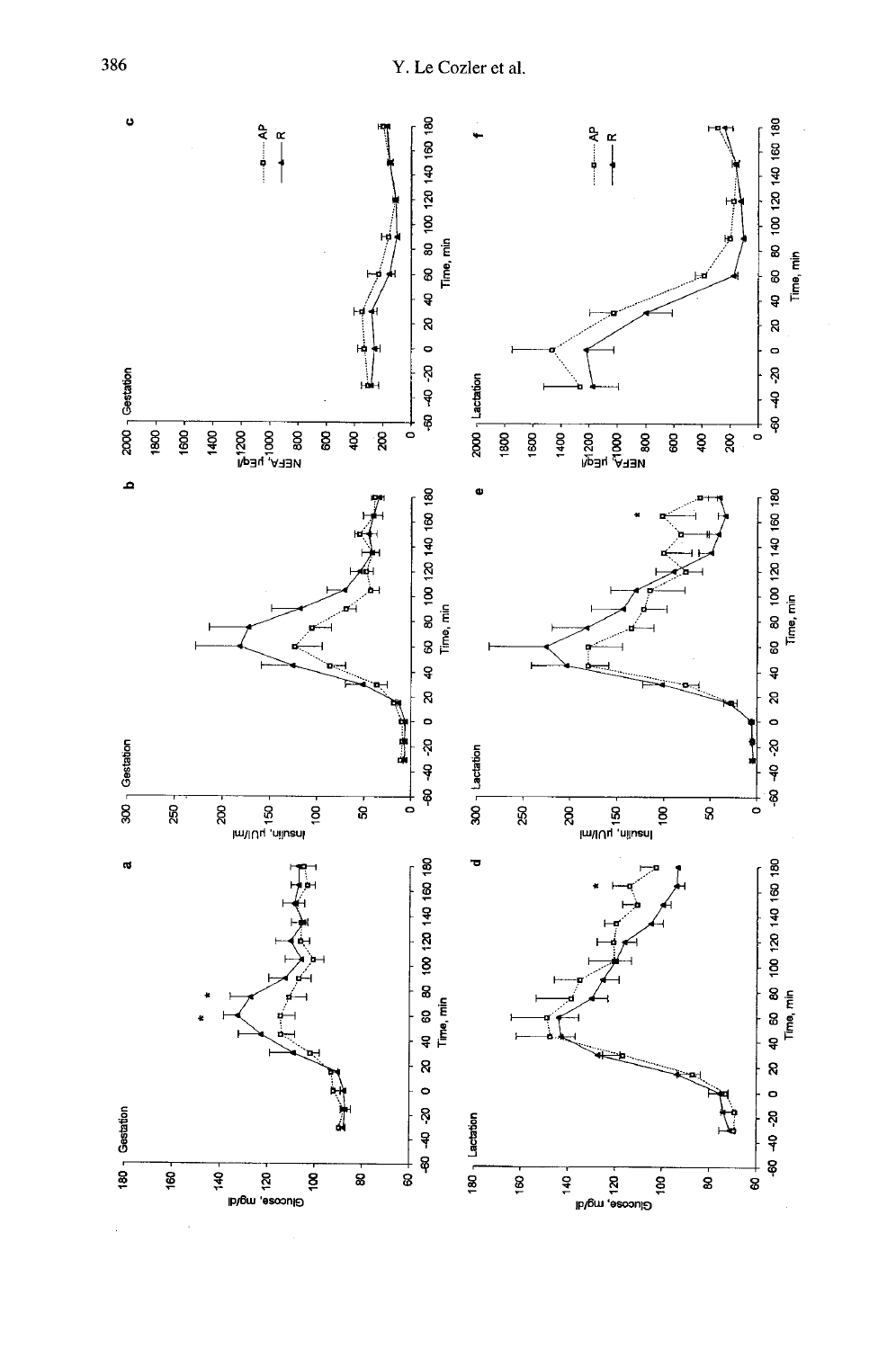a — Gestation

Glucose, mg/dl

Time, min

b — Gestation

Insulin, µUI/ml

Time, min

c — Gestation

NEFA, µEq/l

Time, min

AP

R

d — Lactation

Glucose, mg/dl

Time, min

e — Lactation

Insulin, µUI/ml

Time, min

f — Lactation

NEFA, µEq/l

Time, min

AP

R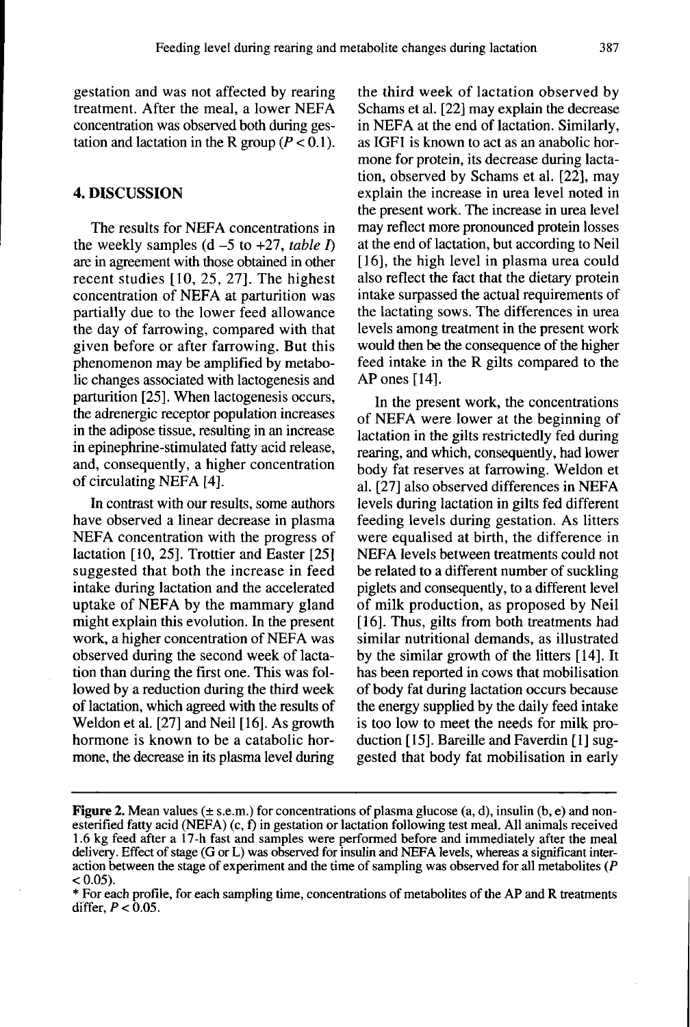gestation and was not affected by rearing treatment. After the meal, a lower NEFA concentration was observed both during gestation and lactation in the R group ($P < 0.1$).

## 4. DISCUSSION

The results for NEFA concentrations in the weekly samples (d –5 to +27, *table I*) are in agreement with those obtained in other recent studies [10, 25, 27]. The highest concentration of NEFA at parturition was partially due to the lower feed allowance the day of farrowing, compared with that given before or after farrowing. But this phenomenon may be amplified by metabolic changes associated with lactogenesis and parturition [25]. When lactogenesis occurs, the adrenergic receptor population increases in the adipose tissue, resulting in an increase in epinephrine-stimulated fatty acid release, and, consequently, a higher concentration of circulating NEFA [4].

In contrast with our results, some authors have observed a linear decrease in plasma NEFA concentration with the progress of lactation [10, 25]. Trottier and Easter [25] suggested that both the increase in feed intake during lactation and the accelerated uptake of NEFA by the mammary gland might explain this evolution. In the present work, a higher concentration of NEFA was observed during the second week of lactation than during the first one. This was followed by a reduction during the third week of lactation, which agreed with the results of Weldon et al. [27] and Neil [16]. As growth hormone is known to be a catabolic hormone, the decrease in its plasma level during the third week of lactation observed by Schams et al. [22] may explain the decrease in NEFA at the end of lactation. Similarly, as IGF1 is known to act as an anabolic hormone for protein, its decrease during lactation, observed by Schams et al. [22], may explain the increase in urea level noted in the present work. The increase in urea level may reflect more pronounced protein losses at the end of lactation, but according to Neil [16], the high level in plasma urea could also reflect the fact that the dietary protein intake surpassed the actual requirements of the lactating sows. The differences in urea levels among treatment in the present work would then be the consequence of the higher feed intake in the R gilts compared to the AP ones [14].

In the present work, the concentrations of NEFA were lower at the beginning of lactation in the gilts restrictedly fed during rearing, and which, consequently, had lower body fat reserves at farrowing. Weldon et al. [27] also observed differences in NEFA levels during lactation in gilts fed different feeding levels during gestation. As litters were equalised at birth, the difference in NEFA levels between treatments could not be related to a different number of suckling piglets and consequently, to a different level of milk production, as proposed by Neil [16]. Thus, gilts from both treatments had similar nutritional demands, as illustrated by the similar growth of the litters [14]. It has been reported in cows that mobilisation of body fat during lactation occurs because the energy supplied by the daily feed intake is too low to meet the needs for milk production [15]. Bareille and Faverdin [1] suggested that body fat mobilisation in early

**Figure 2.** Mean values (± s.e.m.) for concentrations of plasma glucose (a, d), insulin (b, e) and non-esterified fatty acid (NEFA) (c, f) in gestation or lactation following test meal. All animals received 1.6 kg feed after a 17-h fast and samples were performed before and immediately after the meal delivery. Effect of stage (G or L) was observed for insulin and NEFA levels, whereas a significant interaction between the stage of experiment and the time of sampling was observed for all metabolites ($P < 0.05$).

\* For each profile, for each sampling time, concentrations of metabolites of the AP and R treatments differ, $P < 0.05$.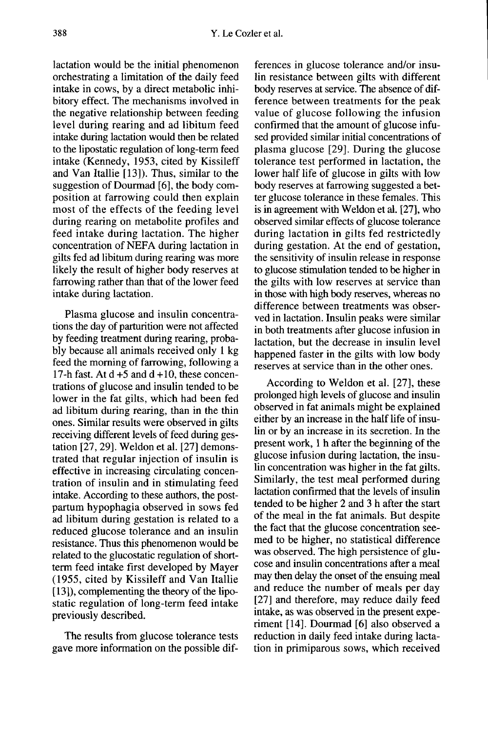lactation would be the initial phenomenon orchestrating a limitation of the daily feed intake in cows, by a direct metabolic inhibitory effect. The mechanisms involved in the negative relationship between feeding level during rearing and ad libitum feed intake during lactation would then be related to the lipostatic regulation of long-term feed intake (Kennedy, 1953, cited by Kissileff and Van Itallie [13]). Thus, similar to the suggestion of Dourmad [6], the body composition at farrowing could then explain most of the effects of the feeding level during rearing on metabolite profiles and feed intake during lactation. The higher concentration of NEFA during lactation in gilts fed ad libitum during rearing was more likely the result of higher body reserves at farrowing rather than that of the lower feed intake during lactation.

Plasma glucose and insulin concentrations the day of parturition were not affected by feeding treatment during rearing, probably because all animals received only 1 kg feed the morning of farrowing, following a 17-h fast. At d +5 and d +10, these concentrations of glucose and insulin tended to be lower in the fat gilts, which had been fed ad libitum during rearing, than in the thin ones. Similar results were observed in gilts receiving different levels of feed during gestation [27, 29]. Weldon et al. [27] demonstrated that regular injection of insulin is effective in increasing circulating concentration of insulin and in stimulating feed intake. According to these authors, the postpartum hypophagia observed in sows fed ad libitum during gestation is related to a reduced glucose tolerance and an insulin resistance. Thus this phenomenon would be related to the glucostatic regulation of short-term feed intake first developed by Mayer (1955, cited by Kissileff and Van Itallie [13]), complementing the theory of the lipostatic regulation of long-term feed intake previously described.

The results from glucose tolerance tests gave more information on the possible differences in glucose tolerance and/or insulin resistance between gilts with different body reserves at service. The absence of difference between treatments for the peak value of glucose following the infusion confirmed that the amount of glucose infused provided similar initial concentrations of plasma glucose [29]. During the glucose tolerance test performed in lactation, the lower half life of glucose in gilts with low body reserves at farrowing suggested a better glucose tolerance in these females. This is in agreement with Weldon et al. [27], who observed similar effects of glucose tolerance during lactation in gilts fed restrictedly during gestation. At the end of gestation, the sensitivity of insulin release in response to glucose stimulation tended to be higher in the gilts with low reserves at service than in those with high body reserves, whereas no difference between treatments was observed in lactation. Insulin peaks were similar in both treatments after glucose infusion in lactation, but the decrease in insulin level happened faster in the gilts with low body reserves at service than in the other ones.

According to Weldon et al. [27], these prolonged high levels of glucose and insulin observed in fat animals might be explained either by an increase in the half life of insulin or by an increase in its secretion. In the present work, 1 h after the beginning of the glucose infusion during lactation, the insulin concentration was higher in the fat gilts. Similarly, the test meal performed during lactation confirmed that the levels of insulin tended to be higher 2 and 3 h after the start of the meal in the fat animals. But despite the fact that the glucose concentration seemed to be higher, no statistical difference was observed. The high persistence of glucose and insulin concentrations after a meal may then delay the onset of the ensuing meal and reduce the number of meals per day [27] and therefore, may reduce daily feed intake, as was observed in the present experiment [14]. Dourmad [6] also observed a reduction in daily feed intake during lactation in primiparous sows, which received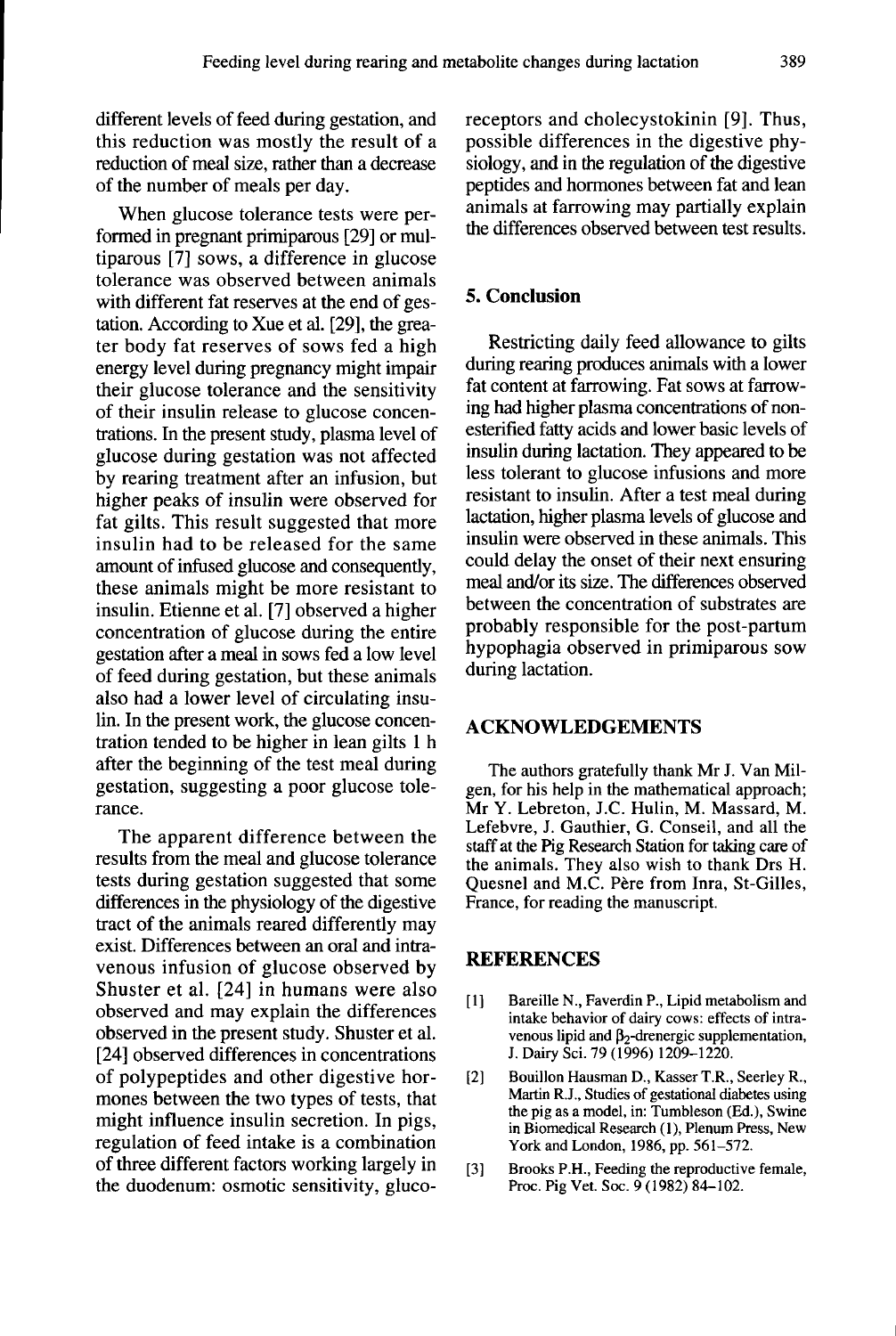different levels of feed during gestation, and this reduction was mostly the result of a reduction of meal size, rather than a decrease of the number of meals per day.

When glucose tolerance tests were performed in pregnant primiparous [29] or multiparous [7] sows, a difference in glucose tolerance was observed between animals with different fat reserves at the end of gestation. According to Xue et al. [29], the greater body fat reserves of sows fed a high energy level during pregnancy might impair their glucose tolerance and the sensitivity of their insulin release to glucose concentrations. In the present study, plasma level of glucose during gestation was not affected by rearing treatment after an infusion, but higher peaks of insulin were observed for fat gilts. This result suggested that more insulin had to be released for the same amount of infused glucose and consequently, these animals might be more resistant to insulin. Etienne et al. [7] observed a higher concentration of glucose during the entire gestation after a meal in sows fed a low level of feed during gestation, but these animals also had a lower level of circulating insulin. In the present work, the glucose concentration tended to be higher in lean gilts 1 h after the beginning of the test meal during gestation, suggesting a poor glucose tolerance.

The apparent difference between the results from the meal and glucose tolerance tests during gestation suggested that some differences in the physiology of the digestive tract of the animals reared differently may exist. Differences between an oral and intravenous infusion of glucose observed by Shuster et al. [24] in humans were also observed and may explain the differences observed in the present study. Shuster et al. [24] observed differences in concentrations of polypeptides and other digestive hormones between the two types of tests, that might influence insulin secretion. In pigs, regulation of feed intake is a combination of three different factors working largely in the duodenum: osmotic sensitivity, glucoreceptors and cholecystokinin [9]. Thus, possible differences in the digestive physiology, and in the regulation of the digestive peptides and hormones between fat and lean animals at farrowing may partially explain the differences observed between test results.

## 5. Conclusion

Restricting daily feed allowance to gilts during rearing produces animals with a lower fat content at farrowing. Fat sows at farrowing had higher plasma concentrations of nonesterified fatty acids and lower basic levels of insulin during lactation. They appeared to be less tolerant to glucose infusions and more resistant to insulin. After a test meal during lactation, higher plasma levels of glucose and insulin were observed in these animals. This could delay the onset of their next ensuring meal and/or its size. The differences observed between the concentration of substrates are probably responsible for the post-partum hypophagia observed in primiparous sow during lactation.

## ACKNOWLEDGEMENTS

The authors gratefully thank Mr J. Van Milgen, for his help in the mathematical approach; Mr Y. Lebreton, J.C. Hulin, M. Massard, M. Lefebvre, J. Gauthier, G. Conseil, and all the staff at the Pig Research Station for taking care of the animals. They also wish to thank Drs H. Quesnel and M.C. Père from Inra, St-Gilles, France, for reading the manuscript.

## REFERENCES

[1] Bareille N., Faverdin P., Lipid metabolism and intake behavior of dairy cows: effects of intravenous lipid and $\beta_2$-drenergic supplementation, J. Dairy Sci. 79 (1996) 1209–1220.

[2] Bouillon Hausman D., Kasser T.R., Seerley R., Martin R.J., Studies of gestational diabetes using the pig as a model, in: Tumbleson (Ed.), Swine in Biomedical Research (1), Plenum Press, New York and London, 1986, pp. 561–572.

[3] Brooks P.H., Feeding the reproductive female, Proc. Pig Vet. Soc. 9 (1982) 84–102.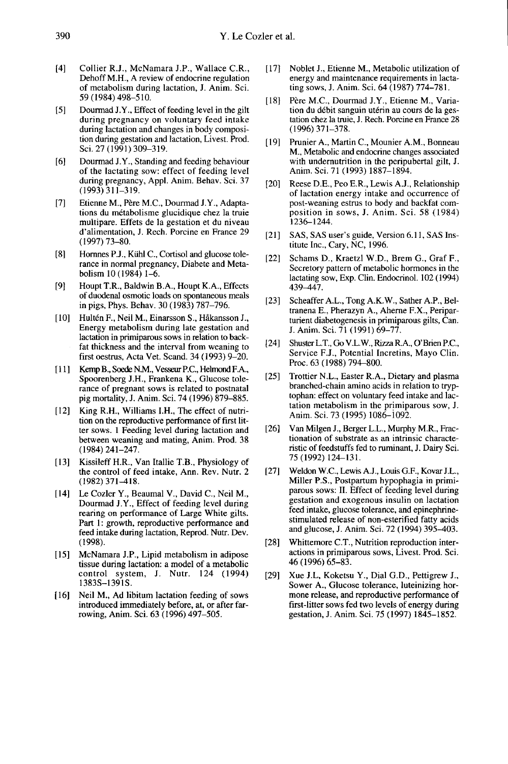[4] Collier R.J., McNamara J.P., Wallace C.R., Dehoff M.H., A review of endocrine regulation of metabolism during lactation, J. Anim. Sci. 59 (1984) 498–510.

[5] Dourmad J.Y., Effect of feeding level in the gilt during pregnancy on voluntary feed intake during lactation and changes in body composition during gestation and lactation, Livest. Prod. Sci. 27 (1991) 309–319.

[6] Dourmad J.Y., Standing and feeding behaviour of the lactating sow: effect of feeding level during pregnancy, Appl. Anim. Behav. Sci. 37 (1993) 311–319.

[7] Etienne M., Père M.C., Dourmad J.Y., Adaptations du métabolisme glucidique chez la truie multipare. Effets de la gestation et du niveau d'alimentation, J. Rech. Porcine en France 29 (1997) 73–80.

[8] Hornnes P.J., Kühl C., Cortisol and glucose tolerance in normal pregnancy, Diabete and Metabolism 10 (1984) 1–6.

[9] Houpt T.R., Baldwin B.A., Houpt K.A., Effects of duodenal osmotic loads on spontaneous meals in pigs, Phys. Behav. 30 (1983) 787–796.

[10] Hultén F., Neil M., Einarsson S., Håkansson J., Energy metabolism during late gestation and lactation in primiparous sows in relation to backfat thickness and the interval from weaning to first oestrus, Acta Vet. Scand. 34 (1993) 9–20.

[11] Kemp B., Soede N.M., Vesseur P.C., Helmond F.A., Spoorenberg J.H., Frankena K., Glucose tolerance of pregnant sows is related to postnatal pig mortality, J. Anim. Sci. 74 (1996) 879–885.

[12] King R.H., Williams I.H., The effect of nutrition on the reproductive performance of first litter sows. 1 Feeding level during lactation and between weaning and mating, Anim. Prod. 38 (1984) 241–247.

[13] Kissileff H.R., Van Itallie T.B., Physiology of the control of feed intake, Ann. Rev. Nutr. 2 (1982) 371–418.

[14] Le Cozler Y., Beaumal V., David C., Neil M., Dourmad J.Y., Effect of feeding level during rearing on performance of Large White gilts. Part 1: growth, reproductive performance and feed intake during lactation, Reprod. Nutr. Dev. (1998).

[15] McNamara J.P., Lipid metabolism in adipose tissue during lactation: a model of a metabolic control system, J. Nutr. 124 (1994) 1383S–1391S.

[16] Neil M., Ad libitum lactation feeding of sows introduced immediately before, at, or after farrowing, Anim. Sci. 63 (1996) 497–505.

[17] Noblet J., Etienne M., Metabolic utilization of energy and maintenance requirements in lactating sows, J. Anim. Sci. 64 (1987) 774–781.

[18] Père M.C., Dourmad J.Y., Etienne M., Variation du débit sanguin utérin au cours de la gestation chez la truie, J. Rech. Porcine en France 28 (1996) 371–378.

[19] Prunier A., Martin C., Mounier A.M., Bonneau M., Metabolic and endocrine changes associated with undernutrition in the peripubertal gilt, J. Anim. Sci. 71 (1993) 1887–1894.

[20] Reese D.E., Peo E.R., Lewis A.J., Relationship of lactation energy intake and occurrence of post-weaning estrus to body and backfat composition in sows, J. Anim. Sci. 58 (1984) 1236–1244.

[21] SAS, SAS user's guide, Version 6.11, SAS Institute Inc., Cary, NC, 1996.

[22] Schams D., Kraetzl W.D., Brem G., Graf F., Secretory pattern of metabolic hormones in the lactating sow, Exp. Clin. Endocrinol. 102 (1994) 439–447.

[23] Scheaffer A.L., Tong A.K.W., Sather A.P., Beltranena E., Pherazyn A., Aherne F.X., Periparturient diabetogenesis in primiparous gilts, Can. J. Anim. Sci. 71 (1991) 69–77.

[24] Shuster L.T., Go V.L.W., Rizza R.A., O'Brien P.C., Service F.J., Potential Incretins, Mayo Clin. Proc. 63 (1988) 794–800.

[25] Trottier N.L., Easter R.A., Dietary and plasma branched-chain amino acids in relation to tryptophan: effect on voluntary feed intake and lactation metabolism in the primiparous sow, J. Anim. Sci. 73 (1995) 1086–1092.

[26] Van Milgen J., Berger L.L., Murphy M.R., Fractionation of substrate as an intrinsic characteristic of feedstuffs fed to ruminant, J. Dairy Sci. 75 (1992) 124–131.

[27] Weldon W.C., Lewis A.J., Louis G.F., Kovar J.L., Miller P.S., Postpartum hypophagia in primiparous sows: II. Effect of feeding level during gestation and exogenous insulin on lactation feed intake, glucose tolerance, and epinephrine-stimulated release of non-esterified fatty acids and glucose, J. Anim. Sci. 72 (1994) 395–403.

[28] Whittemore C.T., Nutrition reproduction interactions in primiparous sows, Livest. Prod. Sci. 46 (1996) 65–83.

[29] Xue J.L, Koketsu Y., Dial G.D., Pettigrew J., Sower A., Glucose tolerance, luteinizing hormone release, and reproductive performance of first-litter sows fed two levels of energy during gestation, J. Anim. Sci. 75 (1997) 1845–1852.